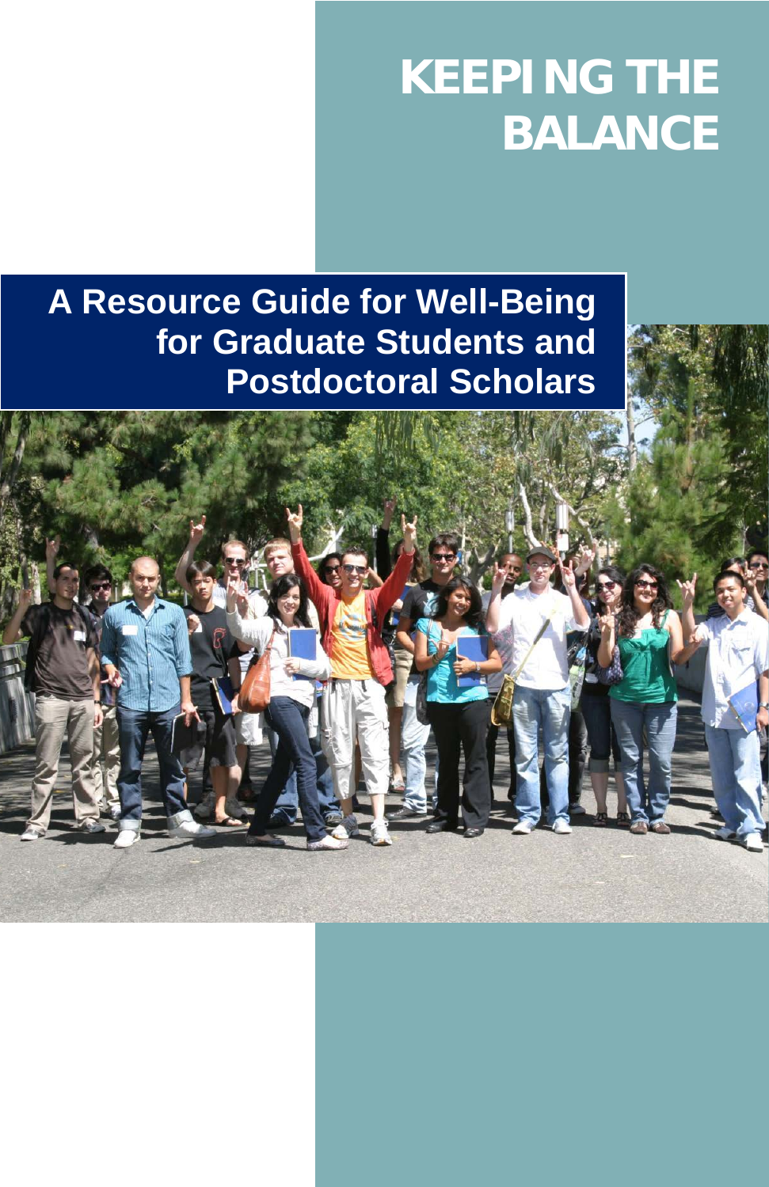# KEEPING THE BALANCE

## A Resource Guide for Well-Being for Graduate Students and Postdoctoral Scholars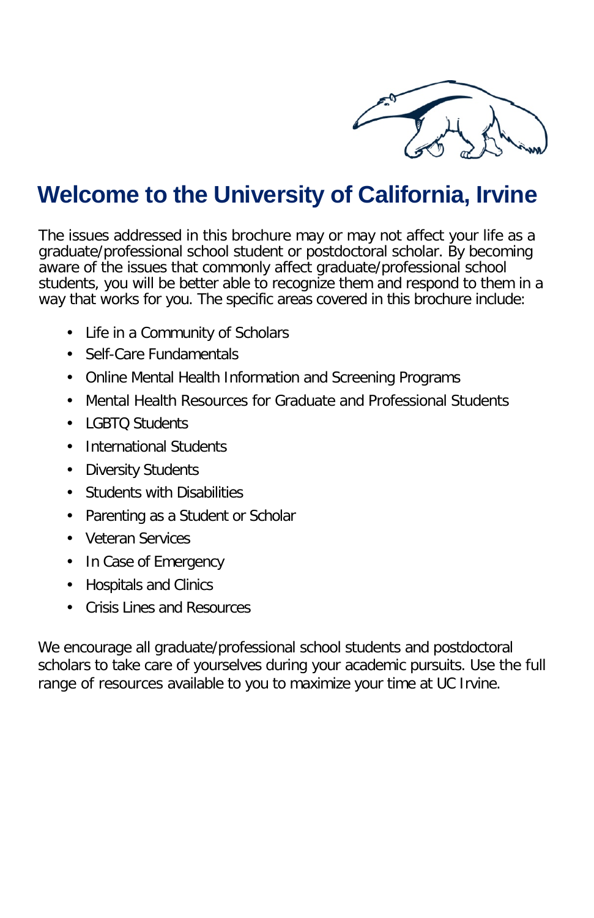# Welcome to the University of California, Irvine

The issues addressed in this brochure may or may not affect your life as a graduate/professional school student or postdoctoral scholar. By becoming aware of the issues that commonly affect graduate/professional school students, you will be better able to recognize them and respond to them in a way that works for you. The specific areas covered in this brochure include:

- Life in a Community of Scholars
- Self-Care Fundamentals
- Online Mental Health Information and Screening Programs
- Mental Health Resources for Graduate and Professional Students
- LGBTQ Students
- International Students
- Diversity Students
- Students with Disabilities
- Parenting as a Student or Scholar
- Veteran Services
- In Case of Emergency
- Hospitals and Clinics
- Crisis Lines and Resources

We encourage all graduate/professional school students and postdoctoral scholars to take care of yourselves during your academic pursuits. Use the full range of resources available to you to maximize your time at UC Irvine.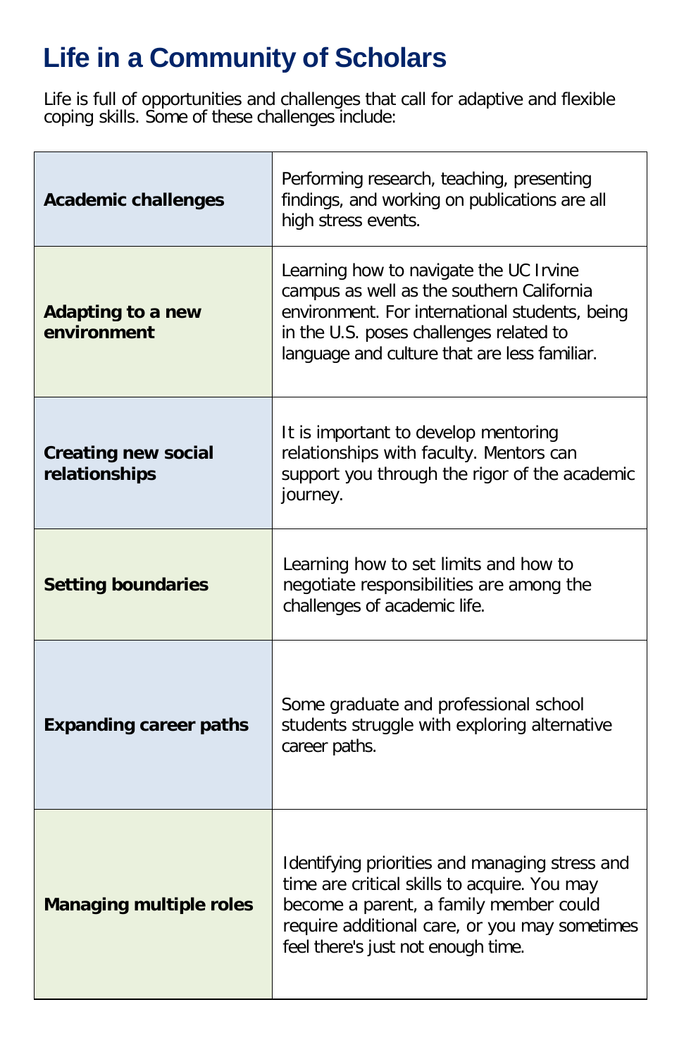# Life in a Community of Scholars

Life is full of opportunities and challenges that call for adaptive and flexible coping skills. Some of these challenges include:

| | |
|---|---|
| **Academic challenges** | Performing research, teaching, presenting findings, and working on publications are all high stress events. |
| **Adapting to a new environment** | Learning how to navigate the UC Irvine campus as well as the southern California environment. For international students, being in the U.S. poses challenges related to language and culture that are less familiar. |
| **Creating new social relationships** | It is important to develop mentoring relationships with faculty. Mentors can support you through the rigor of the academic journey. |
| **Setting boundaries** | Learning how to set limits and how to negotiate responsibilities are among the challenges of academic life. |
| **Expanding career paths** | Some graduate and professional school students struggle with exploring alternative career paths. |
| **Managing multiple roles** | Identifying priorities and managing stress and time are critical skills to acquire. You may become a parent, a family member could require additional care, or you may sometimes feel there's just not enough time. |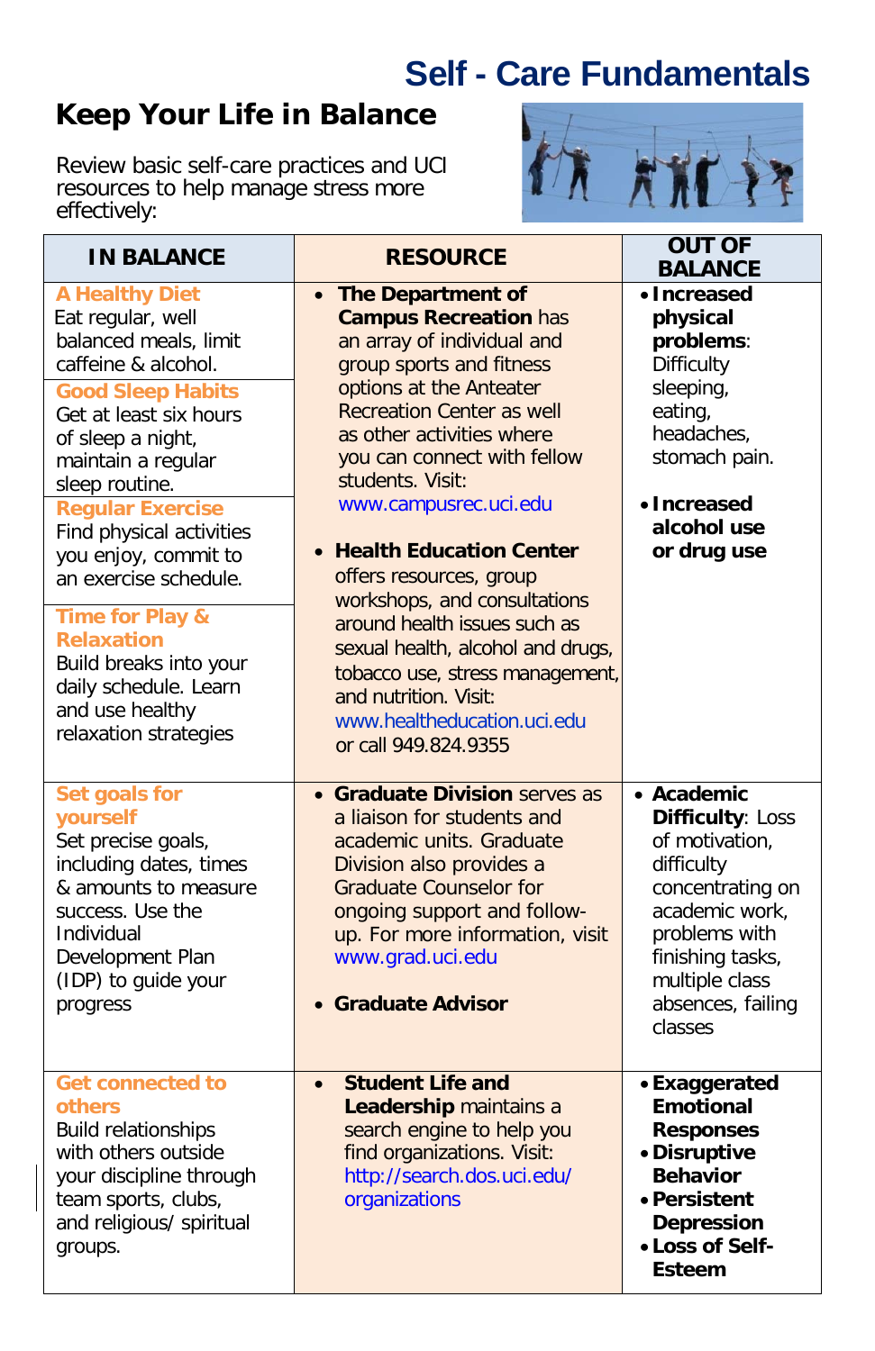# Self - Care Fundamentals

## Keep Your Life in Balance

Review basic self-care practices and UCI resources to help manage stress more effectively:

| IN BALANCE | RESOURCE | OUT OF BALANCE |
|---|---|---|
| **A Healthy Diet** Eat regular, well balanced meals, limit caffeine & alcohol. **Good Sleep Habits** Get at least six hours of sleep a night, maintain a regular sleep routine. **Regular Exercise** Find physical activities you enjoy, commit to an exercise schedule. **Time for Play & Relaxation** Build breaks into your daily schedule. Learn and use healthy relaxation strategies | • **The Department of Campus Recreation** has an array of individual and group sports and fitness options at the Anteater Recreation Center as well as other activities where you can connect with fellow students. Visit: www.campusrec.uci.edu • **Health Education Center** offers resources, group workshops, and consultations around health issues such as sexual health, alcohol and drugs, tobacco use, stress management, and nutrition. Visit: www.healtheducation.uci.edu or call 949.824.9355 | • **Increased physical problems**: Difficulty sleeping, eating, headaches, stomach pain. • **Increased alcohol use or drug use** |
| **Set goals for yourself** Set precise goals, including dates, times & amounts to measure success. Use the Individual Development Plan (IDP) to guide your progress | • **Graduate Division** serves as a liaison for students and academic units. Graduate Division also provides a Graduate Counselor for ongoing support and follow-up. For more information, visit www.grad.uci.edu • **Graduate Advisor** | • **Academic Difficulty**: Loss of motivation, difficulty concentrating on academic work, problems with finishing tasks, multiple class absences, failing classes |
| **Get connected to others** Build relationships with others outside your discipline through team sports, clubs, and religious/ spiritual groups. | • **Student Life and Leadership** maintains a search engine to help you find organizations. Visit: http://search.dos.uci.edu/organizations | • **Exaggerated Emotional Responses** • **Disruptive Behavior** • **Persistent Depression** • **Loss of Self-Esteem** |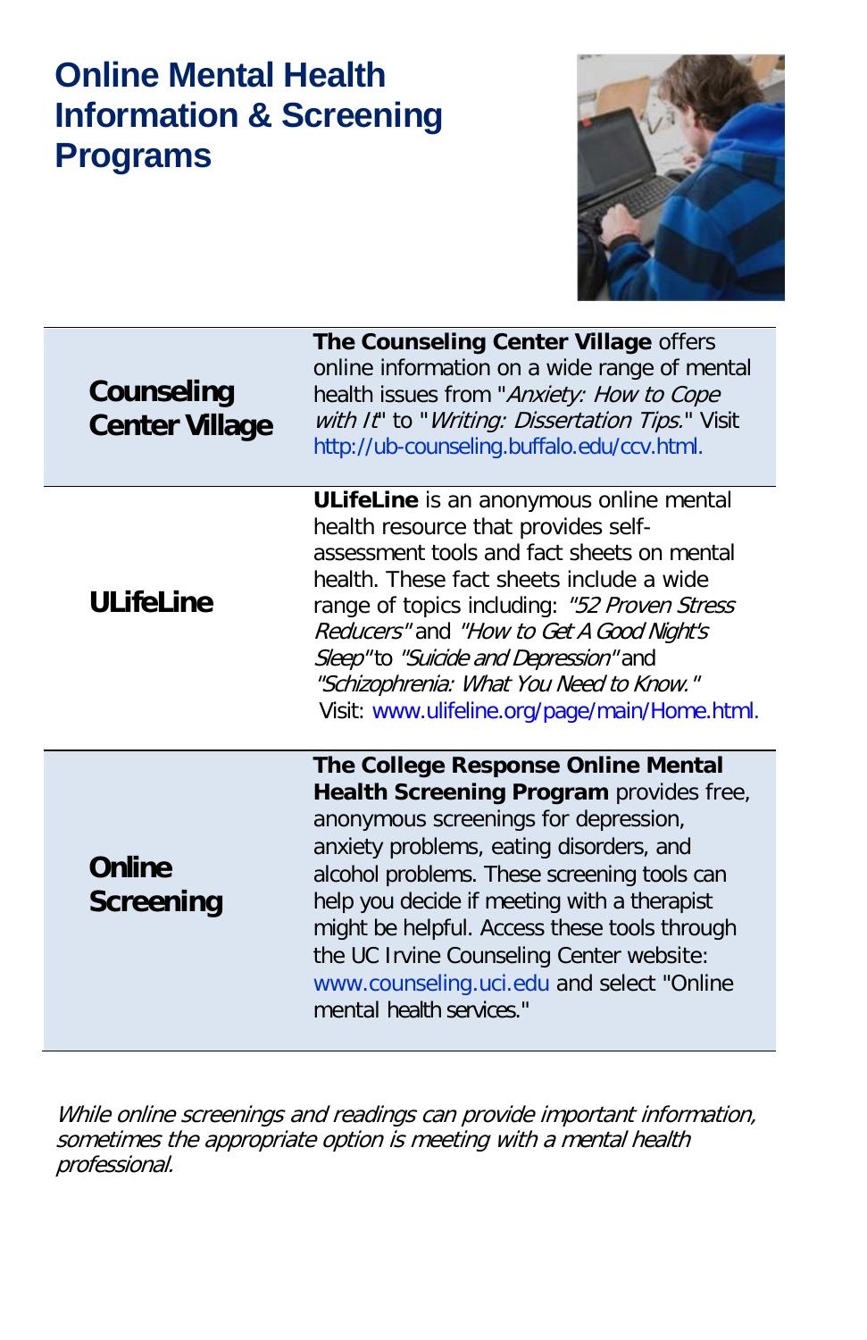# Online Mental Health Information & Screening Programs

| | |
|---|---|
| **Counseling Center Village** | **The Counseling Center Village** offers online information on a wide range of mental health issues from "*Anxiety: How to Cope with It*" to "*Writing: Dissertation Tips.*" Visit http://ub-counseling.buffalo.edu/ccv.html. |
| **ULifeLine** | **ULifeLine** is an anonymous online mental health resource that provides self-assessment tools and fact sheets on mental health. These fact sheets include a wide range of topics including: *"52 Proven Stress Reducers"* and *"How to Get A Good Night's Sleep"* to *"Suicide and Depression"* and *"Schizophrenia: What You Need to Know."* Visit: www.ulifeline.org/page/main/Home.html. |
| **Online Screening** | **The College Response Online Mental Health Screening Program** provides free, anonymous screenings for depression, anxiety problems, eating disorders, and alcohol problems. These screening tools can help you decide if meeting with a therapist might be helpful. Access these tools through the UC Irvine Counseling Center website: www.counseling.uci.edu and select "Online mental health services." |

*While online screenings and readings can provide important information, sometimes the appropriate option is meeting with a mental health professional.*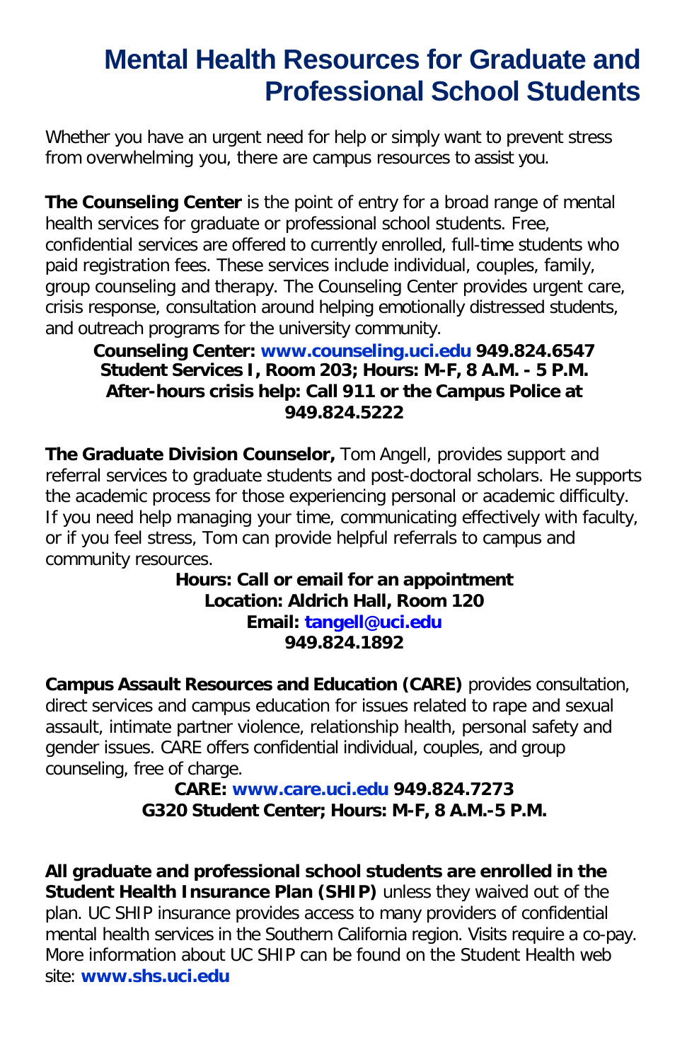# Mental Health Resources for Graduate and Professional School Students

Whether you have an urgent need for help or simply want to prevent stress from overwhelming you, there are campus resources to assist you.

**The Counseling Center** is the point of entry for a broad range of mental health services for graduate or professional school students. Free, confidential services are offered to currently enrolled, full-time students who paid registration fees. These services include individual, couples, family, group counseling and therapy. The Counseling Center provides urgent care, crisis response, consultation around helping emotionally distressed students, and outreach programs for the university community.

**Counseling Center: www.counseling.uci.edu 949.824.6547**
**Student Services I, Room 203; Hours: M-F, 8 A.M. - 5 P.M.**
**After-hours crisis help: Call 911 or the Campus Police at 949.824.5222**

**The Graduate Division Counselor,** Tom Angell, provides support and referral services to graduate students and post-doctoral scholars. He supports the academic process for those experiencing personal or academic difficulty. If you need help managing your time, communicating effectively with faculty, or if you feel stress, Tom can provide helpful referrals to campus and community resources.

**Hours: Call or email for an appointment**
**Location: Aldrich Hall, Room 120**
**Email: tangell@uci.edu**
**949.824.1892**

**Campus Assault Resources and Education (CARE)** provides consultation, direct services and campus education for issues related to rape and sexual assault, intimate partner violence, relationship health, personal safety and gender issues. CARE offers confidential individual, couples, and group counseling, free of charge.

**CARE: www.care.uci.edu 949.824.7273**
**G320 Student Center; Hours: M-F, 8 A.M.-5 P.M.**

**All graduate and professional school students are enrolled in the Student Health Insurance Plan (SHIP)** unless they waived out of the plan. UC SHIP insurance provides access to many providers of confidential mental health services in the Southern California region. Visits require a co-pay. More information about UC SHIP can be found on the Student Health web site: **www.shs.uci.edu**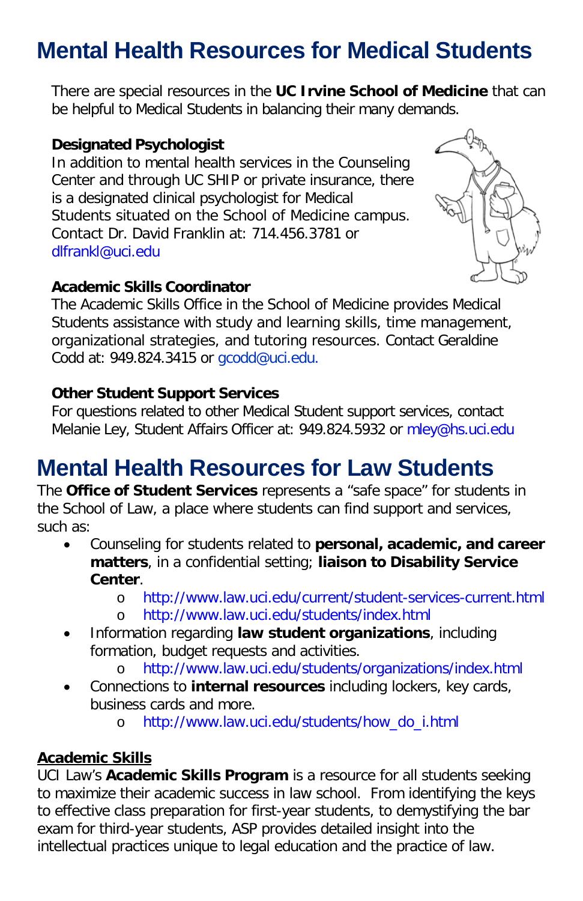# Mental Health Resources for Medical Students

There are special resources in the **UC Irvine School of Medicine** that can be helpful to Medical Students in balancing their many demands.

**Designated Psychologist**
In addition to mental health services in the Counseling Center and through UC SHIP or private insurance, there is a designated clinical psychologist for Medical Students situated on the School of Medicine campus. Contact Dr. David Franklin at: 714.456.3781 or dlfrankl@uci.edu

**Academic Skills Coordinator**
The Academic Skills Office in the School of Medicine provides Medical Students assistance with study and learning skills, time management, organizational strategies, and tutoring resources. Contact Geraldine Codd at: 949.824.3415 or gcodd@uci.edu.

**Other Student Support Services**
For questions related to other Medical Student support services, contact Melanie Ley, Student Affairs Officer at: 949.824.5932 or mley@hs.uci.edu

# Mental Health Resources for Law Students

The **Office of Student Services** represents a "safe space" for students in the School of Law, a place where students can find support and services, such as:

- Counseling for students related to **personal, academic, and career matters**, in a confidential setting; **liaison to Disability Service Center**.
  - http://www.law.uci.edu/current/student-services-current.html
  - http://www.law.uci.edu/students/index.html
- Information regarding **law student organizations**, including formation, budget requests and activities.
  - http://www.law.uci.edu/students/organizations/index.html
- Connections to **internal resources** including lockers, key cards, business cards and more.
  - http://www.law.uci.edu/students/how_do_i.html

**Academic Skills**
UCI Law's **Academic Skills Program** is a resource for all students seeking to maximize their academic success in law school. From identifying the keys to effective class preparation for first-year students, to demystifying the bar exam for third-year students, ASP provides detailed insight into the intellectual practices unique to legal education and the practice of law.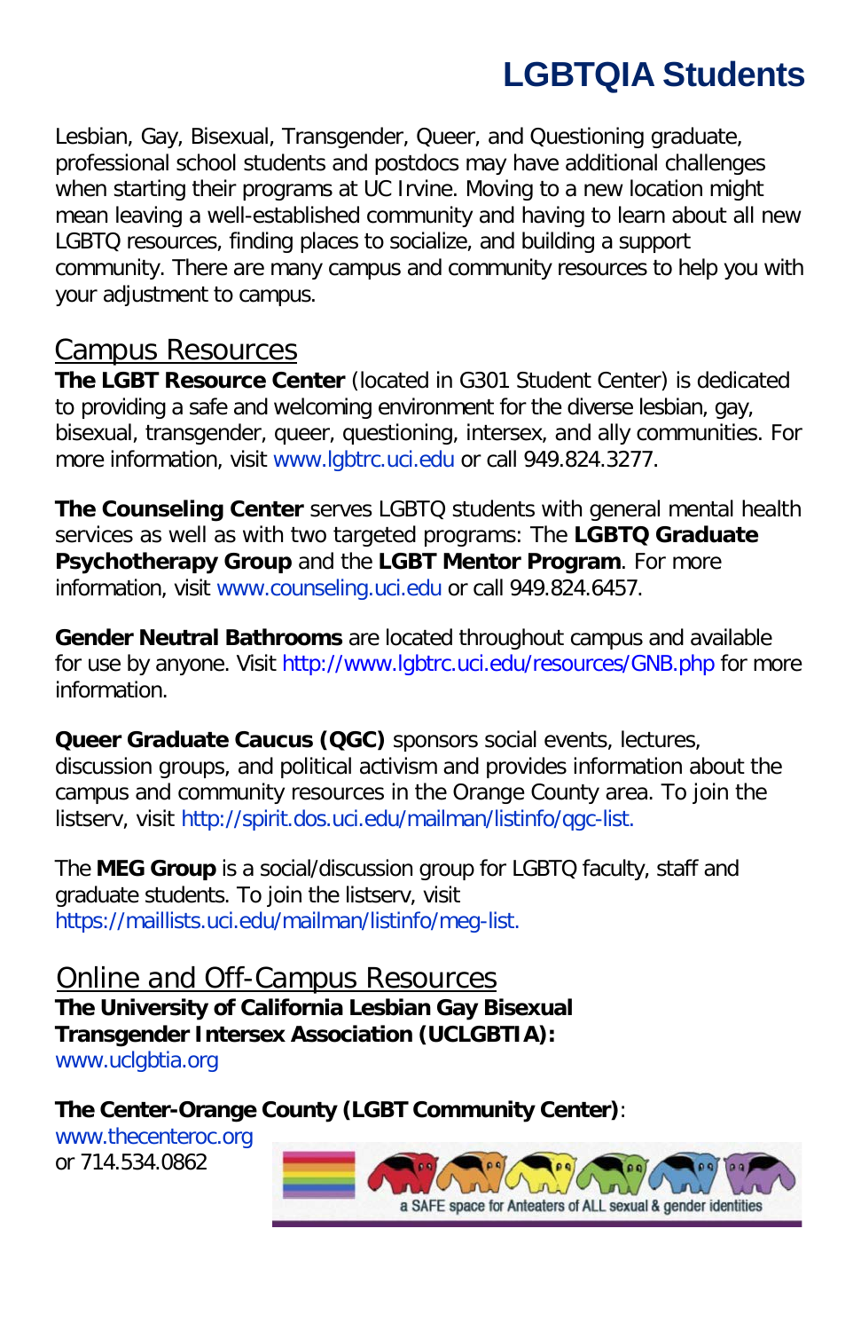# LGBTQIA Students

Lesbian, Gay, Bisexual, Transgender, Queer, and Questioning graduate, professional school students and postdocs may have additional challenges when starting their programs at UC Irvine. Moving to a new location might mean leaving a well-established community and having to learn about all new LGBTQ resources, finding places to socialize, and building a support community. There are many campus and community resources to help you with your adjustment to campus.

## Campus Resources

**The LGBT Resource Center** (located in G301 Student Center) is dedicated to providing a safe and welcoming environment for the diverse lesbian, gay, bisexual, transgender, queer, questioning, intersex, and ally communities. For more information, visit www.lgbtrc.uci.edu or call 949.824.3277.

**The Counseling Center** serves LGBTQ students with general mental health services as well as with two targeted programs: The **LGBTQ Graduate Psychotherapy Group** and the **LGBT Mentor Program**. For more information, visit www.counseling.uci.edu or call 949.824.6457.

**Gender Neutral Bathrooms** are located throughout campus and available for use by anyone. Visit http://www.lgbtrc.uci.edu/resources/GNB.php for more information.

**Queer Graduate Caucus (QGC)** sponsors social events, lectures, discussion groups, and political activism and provides information about the campus and community resources in the Orange County area. To join the listserv, visit http://spirit.dos.uci.edu/mailman/listinfo/qgc-list.

The **MEG Group** is a social/discussion group for LGBTQ faculty, staff and graduate students. To join the listserv, visit https://maillists.uci.edu/mailman/listinfo/meg-list.

## Online and Off-Campus Resources

**The University of California Lesbian Gay Bisexual Transgender Intersex Association (UCLGBTIA):**
www.uclgbtia.org

**The Center-Orange County (LGBT Community Center)**:
www.thecenteroc.org
or 714.534.0862

a SAFE space for Anteaters of ALL sexual & gender identities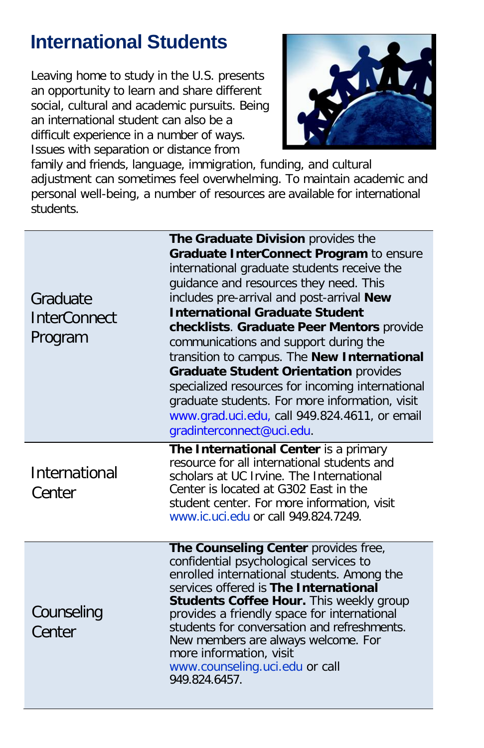# International Students

Leaving home to study in the U.S. presents an opportunity to learn and share different social, cultural and academic pursuits. Being an international student can also be a difficult experience in a number of ways. Issues with separation or distance from family and friends, language, immigration, funding, and cultural adjustment can sometimes feel overwhelming. To maintain academic and personal well-being, a number of resources are available for international students.

| | |
|---|---|
| Graduate InterConnect Program | **The Graduate Division** provides the **Graduate InterConnect Program** to ensure international graduate students receive the guidance and resources they need. This includes pre-arrival and post-arrival **New International Graduate Student checklists**. **Graduate Peer Mentors** provide communications and support during the transition to campus. The **New International Graduate Student Orientation** provides specialized resources for incoming international graduate students. For more information, visit www.grad.uci.edu, call 949.824.4611, or email gradinterconnect@uci.edu. |
| International Center | **The International Center** is a primary resource for all international students and scholars at UC Irvine. The International Center is located at G302 East in the student center. For more information, visit www.ic.uci.edu or call 949.824.7249. |
| Counseling Center | **The Counseling Center** provides free, confidential psychological services to enrolled international students. Among the services offered is **The International Students Coffee Hour.** This weekly group provides a friendly space for international students for conversation and refreshments. New members are always welcome. For more information, visit www.counseling.uci.edu or call 949.824.6457. |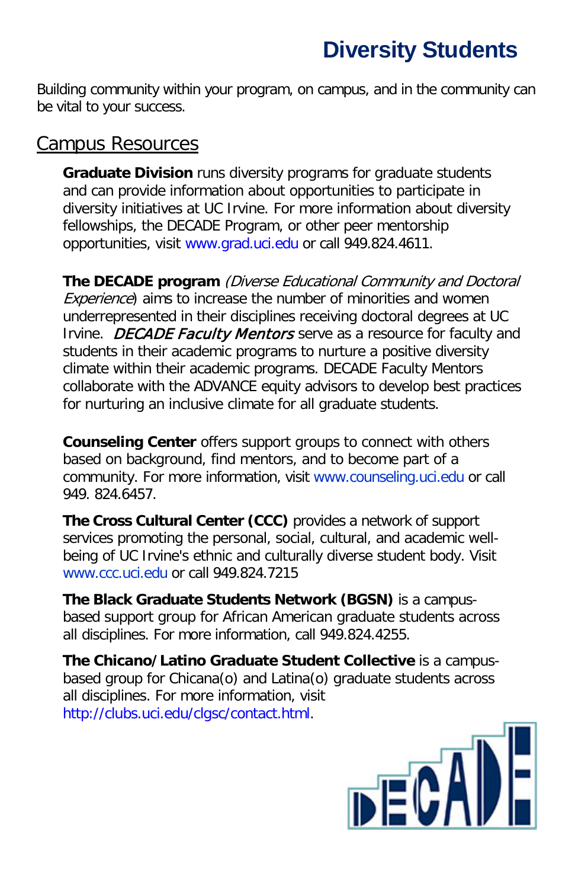# Diversity Students

Building community within your program, on campus, and in the community can be vital to your success.

## Campus Resources

**Graduate Division** runs diversity programs for graduate students and can provide information about opportunities to participate in diversity initiatives at UC Irvine. For more information about diversity fellowships, the DECADE Program, or other peer mentorship opportunities, visit www.grad.uci.edu or call 949.824.4611.

**The DECADE program** *(Diverse Educational Community and Doctoral Experience*) aims to increase the number of minorities and women underrepresented in their disciplines receiving doctoral degrees at UC Irvine. ***DECADE Faculty Mentors*** serve as a resource for faculty and students in their academic programs to nurture a positive diversity climate within their academic programs. DECADE Faculty Mentors collaborate with the ADVANCE equity advisors to develop best practices for nurturing an inclusive climate for all graduate students.

**Counseling Center** offers support groups to connect with others based on background, find mentors, and to become part of a community. For more information, visit www.counseling.uci.edu or call 949. 824.6457.

**The Cross Cultural Center (CCC)** provides a network of support services promoting the personal, social, cultural, and academic well-being of UC Irvine's ethnic and culturally diverse student body. Visit www.ccc.uci.edu or call 949.824.7215

**The Black Graduate Students Network (BGSN)** is a campus-based support group for African American graduate students across all disciplines. For more information, call 949.824.4255.

**The Chicano/Latino Graduate Student Collective** is a campus-based group for Chicana(o) and Latina(o) graduate students across all disciplines. For more information, visit http://clubs.uci.edu/clgsc/contact.html.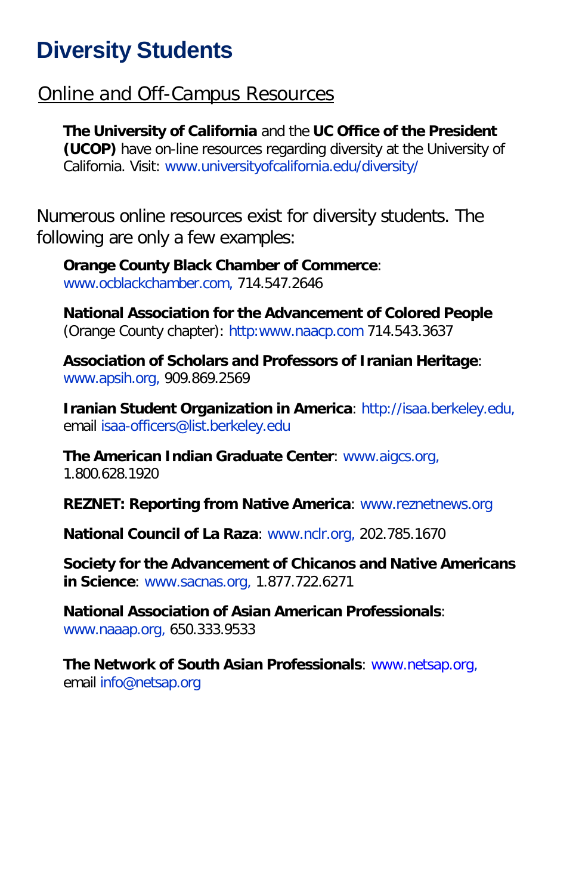# Diversity Students

## Online and Off-Campus Resources

**The University of California** and the **UC Office of the President (UCOP)** have on-line resources regarding diversity at the University of California. Visit: www.universityofcalifornia.edu/diversity/

Numerous online resources exist for diversity students. The following are only a few examples:

**Orange County Black Chamber of Commerce**: www.ocblackchamber.com, 714.547.2646

**National Association for the Advancement of Colored People** (Orange County chapter): http:www.naacp.com 714.543.3637

**Association of Scholars and Professors of Iranian Heritage**: www.apsih.org, 909.869.2569

**Iranian Student Organization in America**: http://isaa.berkeley.edu, email isaa-officers@list.berkeley.edu

**The American Indian Graduate Center**: www.aigcs.org, 1.800.628.1920

**REZNET: Reporting from Native America**: www.reznetnews.org

**National Council of La Raza**: www.nclr.org, 202.785.1670

**Society for the Advancement of Chicanos and Native Americans in Science**: www.sacnas.org, 1.877.722.6271

**National Association of Asian American Professionals**: www.naaap.org, 650.333.9533

**The Network of South Asian Professionals**: www.netsap.org, email info@netsap.org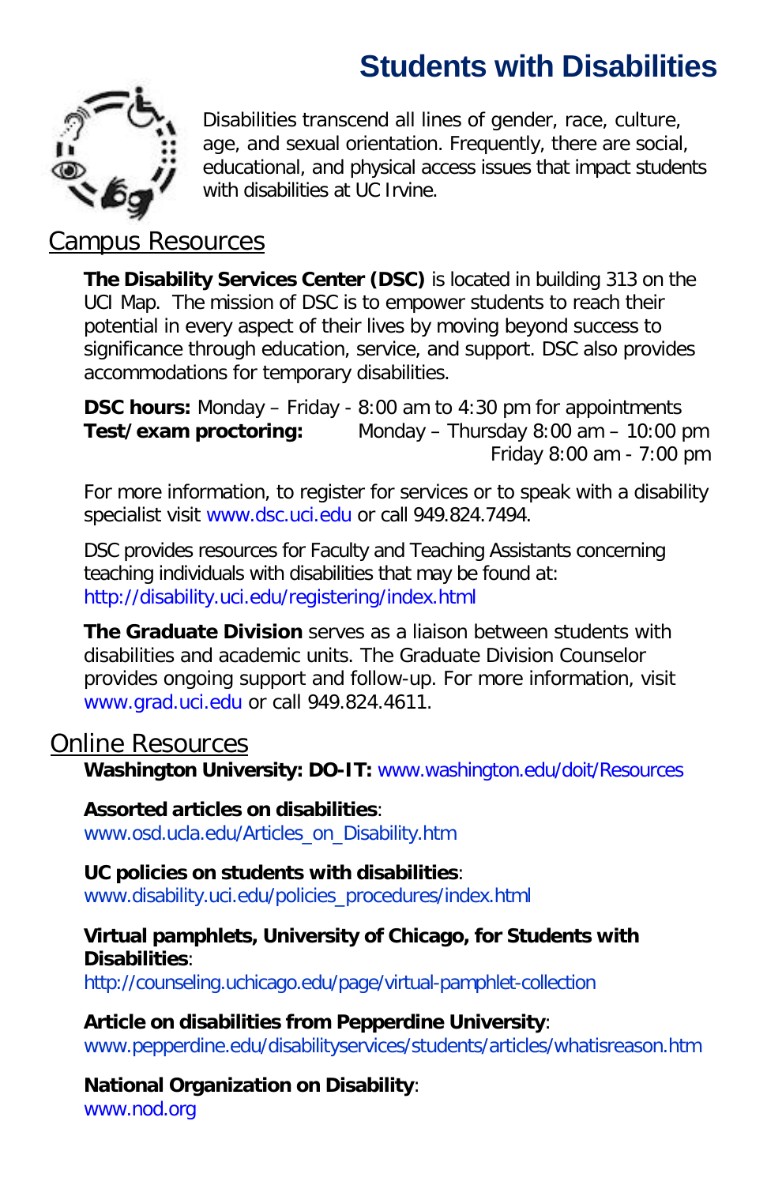# Students with Disabilities

Disabilities transcend all lines of gender, race, culture, age, and sexual orientation. Frequently, there are social, educational, and physical access issues that impact students with disabilities at UC Irvine.

## Campus Resources

**The Disability Services Center (DSC)** is located in building 313 on the UCI Map. The mission of DSC is to empower students to reach their potential in every aspect of their lives by moving beyond success to significance through education, service, and support. DSC also provides accommodations for temporary disabilities.

**DSC hours:** Monday – Friday - 8:00 am to 4:30 pm for appointments
**Test/exam proctoring:** Monday – Thursday 8:00 am – 10:00 pm
Friday 8:00 am - 7:00 pm

For more information, to register for services or to speak with a disability specialist visit www.dsc.uci.edu or call 949.824.7494.

DSC provides resources for Faculty and Teaching Assistants concerning teaching individuals with disabilities that may be found at: http://disability.uci.edu/registering/index.html

**The Graduate Division** serves as a liaison between students with disabilities and academic units. The Graduate Division Counselor provides ongoing support and follow-up. For more information, visit www.grad.uci.edu or call 949.824.4611.

## Online Resources

**Washington University: DO-IT:** www.washington.edu/doit/Resources

**Assorted articles on disabilities**:
www.osd.ucla.edu/Articles_on_Disability.htm

**UC policies on students with disabilities**:
www.disability.uci.edu/policies_procedures/index.html

**Virtual pamphlets, University of Chicago, for Students with Disabilities**:
http://counseling.uchicago.edu/page/virtual-pamphlet-collection

**Article on disabilities from Pepperdine University**:
www.pepperdine.edu/disabilityservices/students/articles/whatisreason.htm

**National Organization on Disability**:
www.nod.org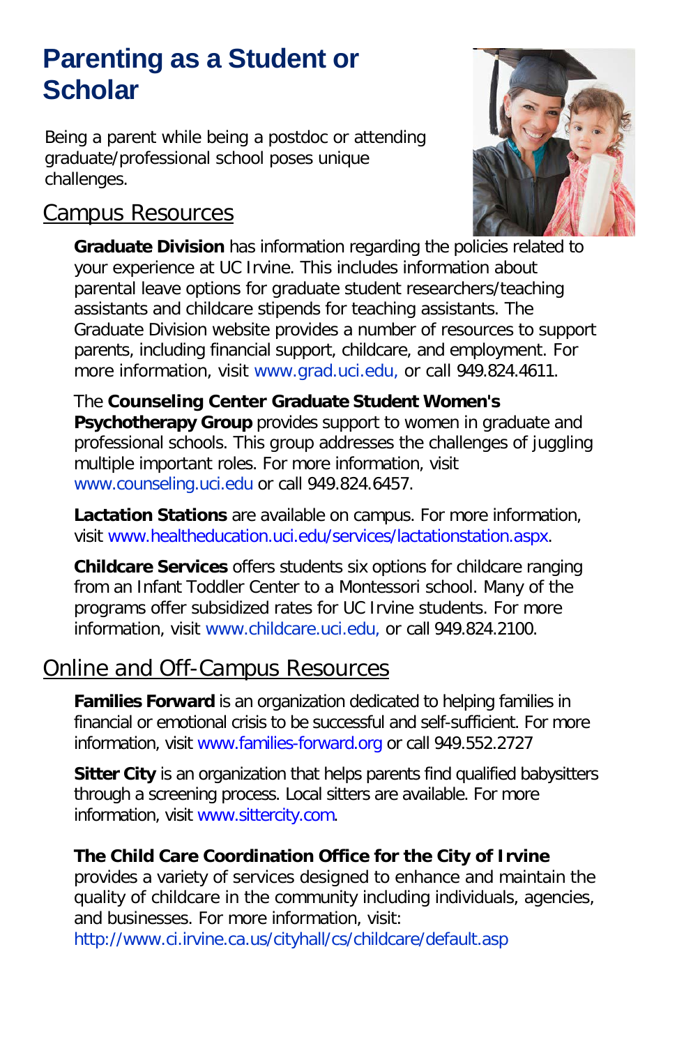# Parenting as a Student or Scholar

Being a parent while being a postdoc or attending graduate/professional school poses unique challenges.

## Campus Resources

**Graduate Division** has information regarding the policies related to your experience at UC Irvine. This includes information about parental leave options for graduate student researchers/teaching assistants and childcare stipends for teaching assistants. The Graduate Division website provides a number of resources to support parents, including financial support, childcare, and employment. For more information, visit www.grad.uci.edu, or call 949.824.4611.

The **Counseling Center Graduate Student Women's Psychotherapy Group** provides support to women in graduate and professional schools. This group addresses the challenges of juggling multiple important roles. For more information, visit www.counseling.uci.edu or call 949.824.6457.

**Lactation Stations** are available on campus. For more information, visit www.healtheducation.uci.edu/services/lactationstation.aspx.

**Childcare Services** offers students six options for childcare ranging from an Infant Toddler Center to a Montessori school. Many of the programs offer subsidized rates for UC Irvine students. For more information, visit www.childcare.uci.edu, or call 949.824.2100.

## Online and Off-Campus Resources

**Families Forward** is an organization dedicated to helping families in financial or emotional crisis to be successful and self-sufficient. For more information, visit www.families-forward.org or call 949.552.2727

**Sitter City** is an organization that helps parents find qualified babysitters through a screening process. Local sitters are available. For more information, visit www.sittercity.com.

**The Child Care Coordination Office for the City of Irvine** provides a variety of services designed to enhance and maintain the quality of childcare in the community including individuals, agencies, and businesses. For more information, visit: http://www.ci.irvine.ca.us/cityhall/cs/childcare/default.asp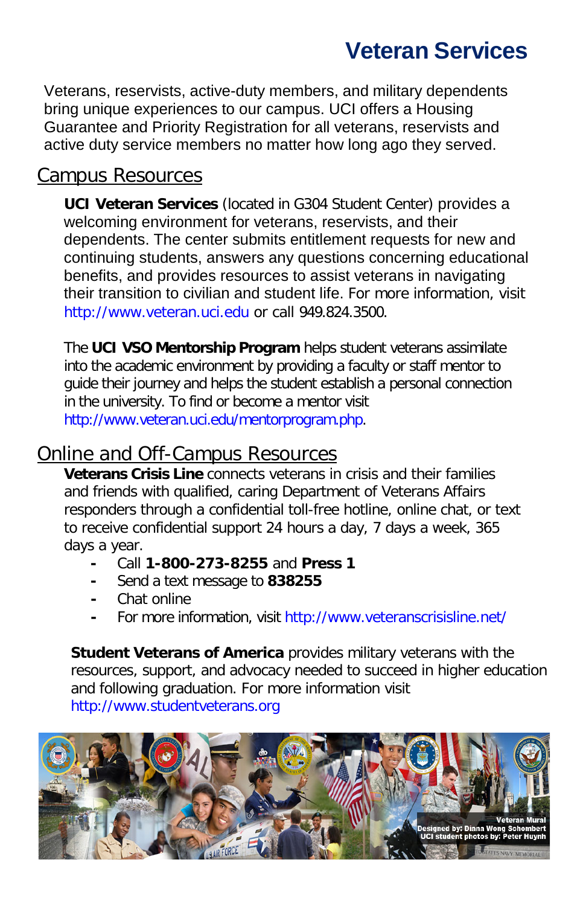# Veteran Services

Veterans, reservists, active-duty members, and military dependents bring unique experiences to our campus. UCI offers a Housing Guarantee and Priority Registration for all veterans, reservists and active duty service members no matter how long ago they served.

## Campus Resources

**UCI Veteran Services** (located in G304 Student Center) provides a welcoming environment for veterans, reservists, and their dependents. The center submits entitlement requests for new and continuing students, answers any questions concerning educational benefits, and provides resources to assist veterans in navigating their transition to civilian and student life. For more information, visit http://www.veteran.uci.edu or call 949.824.3500.

The **UCI VSO Mentorship Program** helps student veterans assimilate into the academic environment by providing a faculty or staff mentor to guide their journey and helps the student establish a personal connection in the university. To find or become a mentor visit http://www.veteran.uci.edu/mentorprogram.php.

## Online and Off-Campus Resources

**Veterans Crisis Line** connects veterans in crisis and their families and friends with qualified, caring Department of Veterans Affairs responders through a confidential toll-free hotline, online chat, or text to receive confidential support 24 hours a day, 7 days a week, 365 days a year.

- Call **1-800-273-8255** and **Press 1**
- Send a text message to **838255**
- Chat online
- For more information, visit http://www.veteranscrisisline.net/

**Student Veterans of America** provides military veterans with the resources, support, and advocacy needed to succeed in higher education and following graduation. For more information visit http://www.studentveterans.org

Veteran Mural
Designed by: Diana Wong Schombert
UCI student photos by: Peter Huynh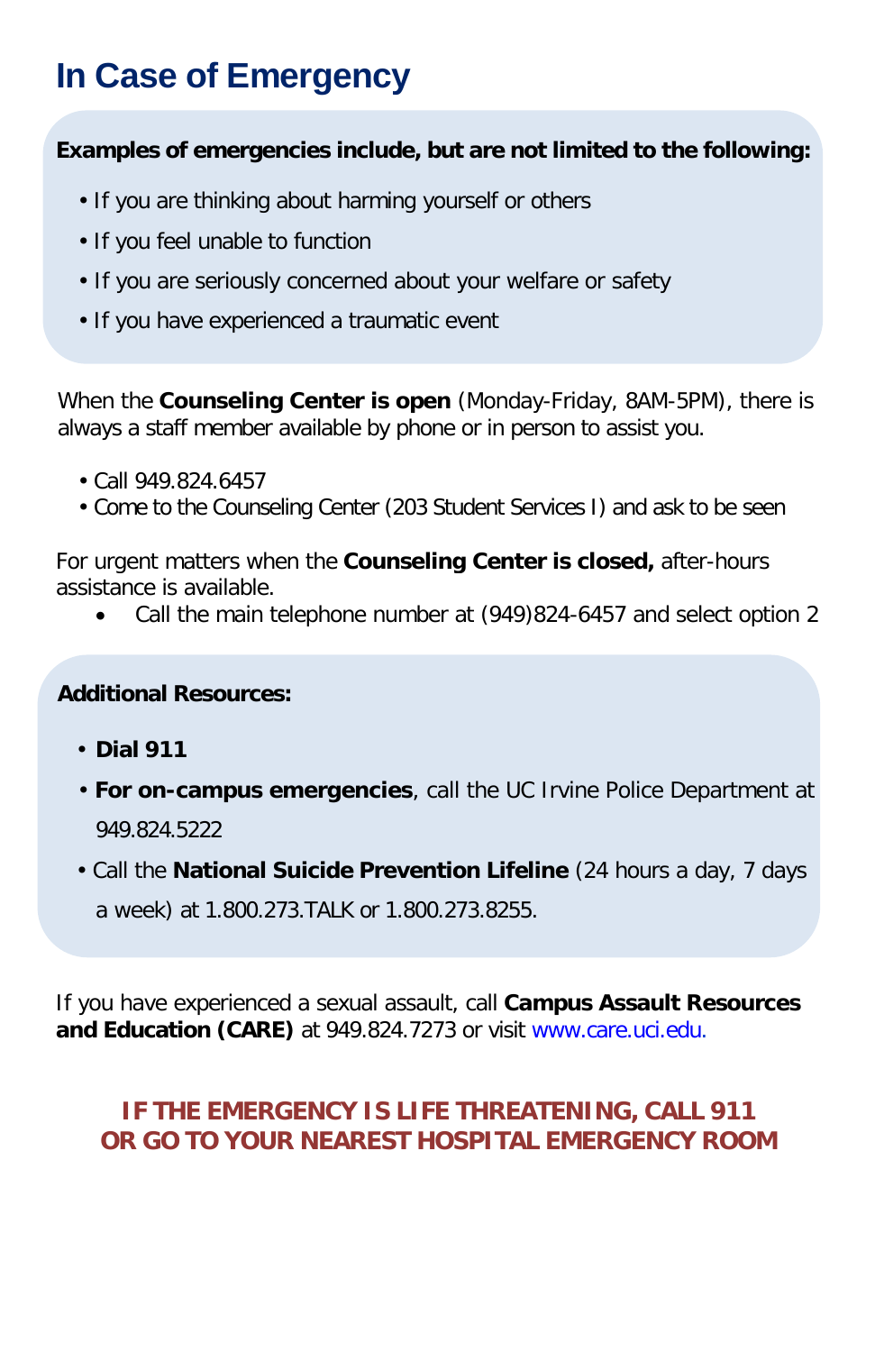# In Case of Emergency

**Examples of emergencies include, but are not limited to the following:**

- If you are thinking about harming yourself or others
- If you feel unable to function
- If you are seriously concerned about your welfare or safety
- If you have experienced a traumatic event

When the **Counseling Center is open** (Monday-Friday, 8AM-5PM), there is always a staff member available by phone or in person to assist you.

- Call 949.824.6457
- Come to the Counseling Center (203 Student Services I) and ask to be seen

For urgent matters when the **Counseling Center is closed,** after-hours assistance is available.

- Call the main telephone number at (949)824-6457 and select option 2

**Additional Resources:**

- **Dial 911**
- **For on-campus emergencies**, call the UC Irvine Police Department at 949.824.5222
- Call the **National Suicide Prevention Lifeline** (24 hours a day, 7 days a week) at 1.800.273.TALK or 1.800.273.8255.

If you have experienced a sexual assault, call **Campus Assault Resources and Education (CARE)** at 949.824.7273 or visit www.care.uci.edu.

**IF THE EMERGENCY IS LIFE THREATENING, CALL 911 OR GO TO YOUR NEAREST HOSPITAL EMERGENCY ROOM**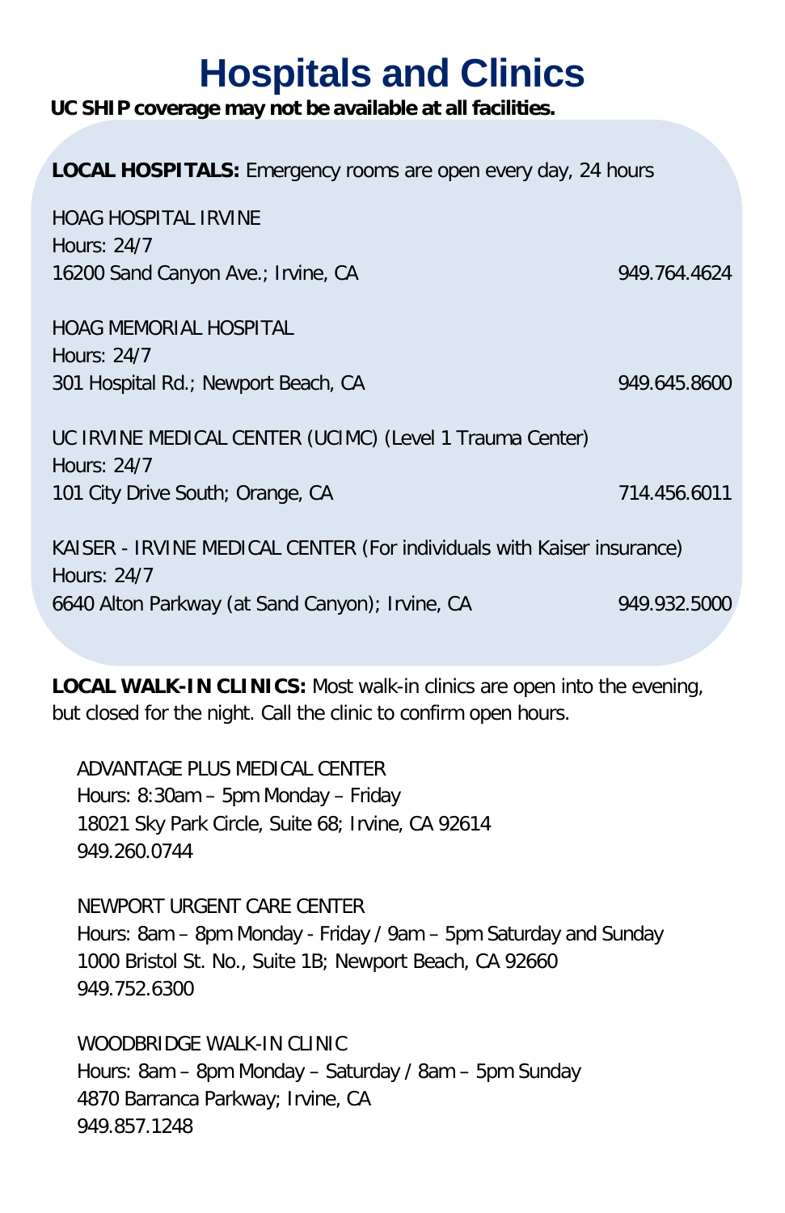# Hospitals and Clinics

**UC SHIP coverage may not be available at all facilities.**

**LOCAL HOSPITALS:** Emergency rooms are open every day, 24 hours

HOAG HOSPITAL IRVINE  
Hours: 24/7  
16200 Sand Canyon Ave.; Irvine, CA 949.764.4624

HOAG MEMORIAL HOSPITAL  
Hours: 24/7  
301 Hospital Rd.; Newport Beach, CA 949.645.8600

UC IRVINE MEDICAL CENTER (UCIMC) (Level 1 Trauma Center)  
Hours: 24/7  
101 City Drive South; Orange, CA 714.456.6011

KAISER - IRVINE MEDICAL CENTER (For individuals with Kaiser insurance)  
Hours: 24/7  
6640 Alton Parkway (at Sand Canyon); Irvine, CA 949.932.5000

**LOCAL WALK-IN CLINICS:** Most walk-in clinics are open into the evening, but closed for the night. Call the clinic to confirm open hours.

ADVANTAGE PLUS MEDICAL CENTER  
Hours: 8:30am – 5pm Monday – Friday  
18021 Sky Park Circle, Suite 68; Irvine, CA 92614  
949.260.0744

NEWPORT URGENT CARE CENTER  
Hours: 8am – 8pm Monday - Friday / 9am – 5pm Saturday and Sunday  
1000 Bristol St. No., Suite 1B; Newport Beach, CA 92660  
949.752.6300

WOODBRIDGE WALK-IN CLINIC  
Hours: 8am – 8pm Monday – Saturday / 8am – 5pm Sunday  
4870 Barranca Parkway; Irvine, CA  
949.857.1248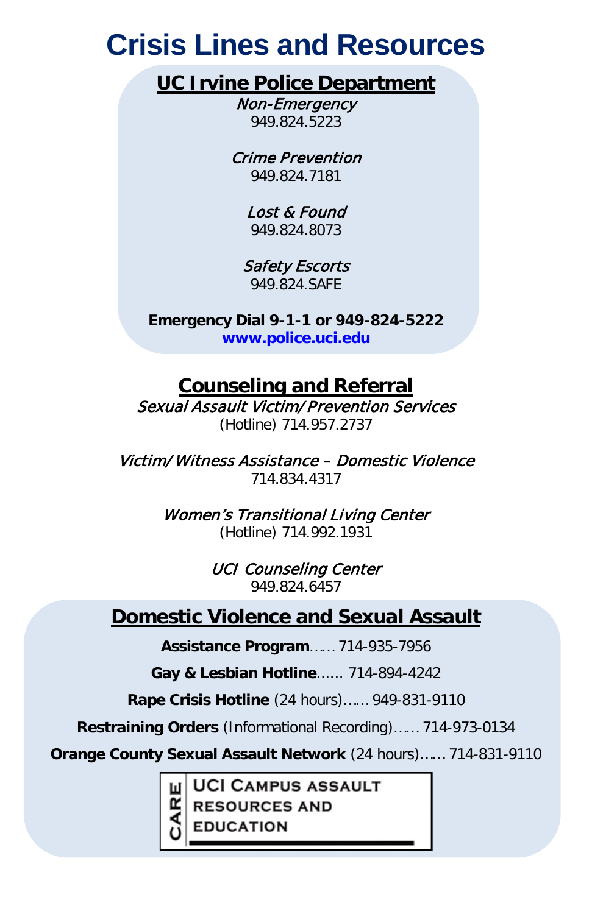# Crisis Lines and Resources

## UC Irvine Police Department

*Non-Emergency*
949.824.5223

*Crime Prevention*
949.824.7181

*Lost & Found*
949.824.8073

*Safety Escorts*
949.824.SAFE

**Emergency Dial 9-1-1 or 949-824-5222**
**www.police.uci.edu**

## Counseling and Referral

*Sexual Assault Victim/Prevention Services*
(Hotline) 714.957.2737

*Victim/Witness Assistance – Domestic Violence*
714.834.4317

*Women's Transitional Living Center*
(Hotline) 714.992.1931

*UCI Counseling Center*
949.824.6457

## Domestic Violence and Sexual Assault

**Assistance Program**…… 714-935-7956

**Gay & Lesbian Hotline**…… 714-894-4242

**Rape Crisis Hotline** (24 hours)…… 949-831-9110

**Restraining Orders** (Informational Recording)…… 714-973-0134

**Orange County Sexual Assault Network** (24 hours)…… 714-831-9110

CARE | UCI Campus Assault Resources and Education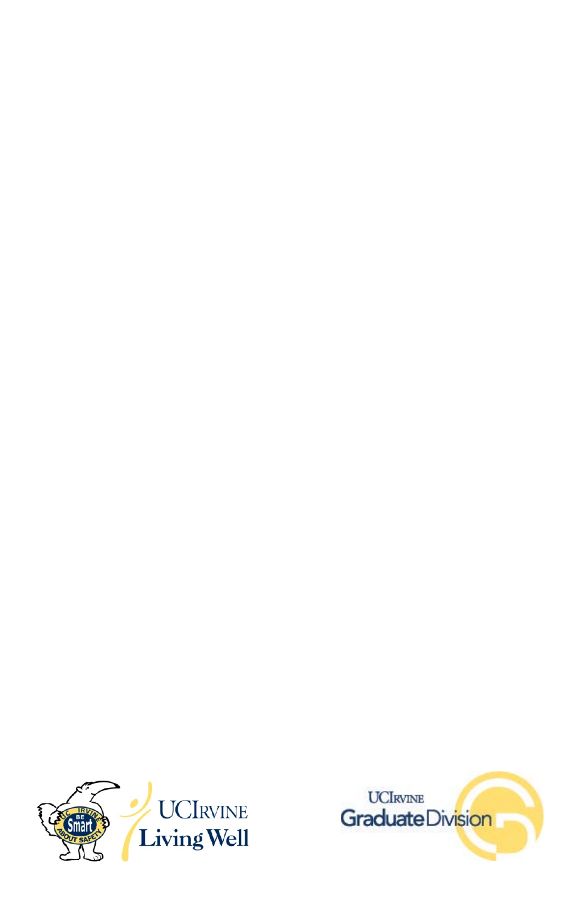UC IRVINE Living Well

UC IRVINE Graduate Division